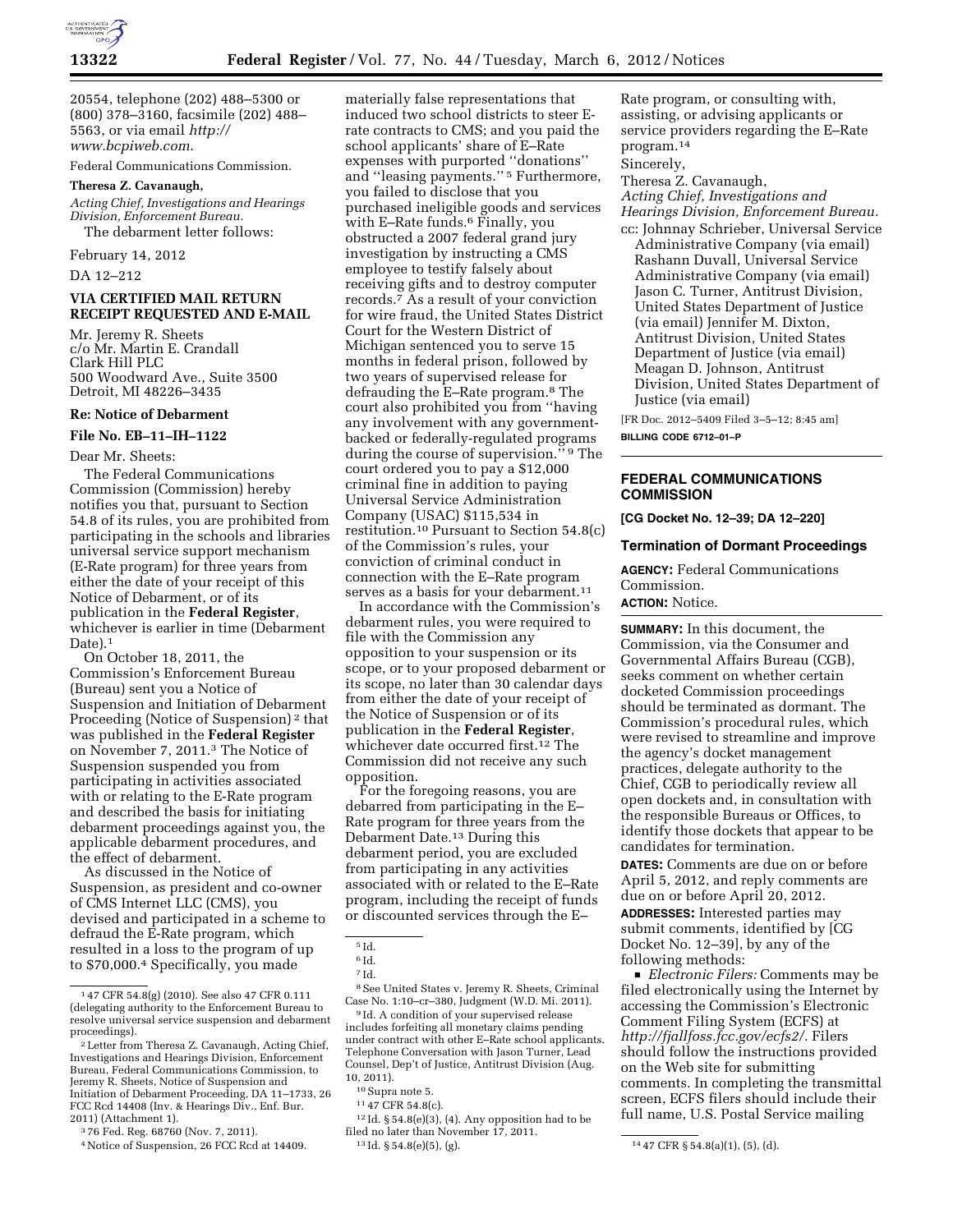20554, telephone (202) 488–5300 or (800) 378–3160, facsimile (202) 488–5563, or via email *http://www.bcpiweb.com.*

Federal Communications Commission.

**Theresa Z. Cavanaugh,**

*Acting Chief, Investigations and Hearings Division, Enforcement Bureau.*

The debarment letter follows:

February 14, 2012

DA 12–212

**VIA CERTIFIED MAIL RETURN RECEIPT REQUESTED AND E-MAIL**

Mr. Jeremy R. Sheets
c/o Mr. Martin E. Crandall
Clark Hill PLC
500 Woodward Ave., Suite 3500
Detroit, MI 48226–3435

**Re: Notice of Debarment**

**File No. EB–11–IH–1122**

Dear Mr. Sheets:

The Federal Communications Commission (Commission) hereby notifies you that, pursuant to Section 54.8 of its rules, you are prohibited from participating in the schools and libraries universal service support mechanism (E-Rate program) for three years from either the date of your receipt of this Notice of Debarment, or of its publication in the **Federal Register**, whichever is earlier in time (Debarment Date).[1]

On October 18, 2011, the Commission's Enforcement Bureau (Bureau) sent you a Notice of Suspension and Initiation of Debarment Proceeding (Notice of Suspension)[2] that was published in the **Federal Register** on November 7, 2011.[3] The Notice of Suspension suspended you from participating in activities associated with or relating to the E-Rate program and described the basis for initiating debarment proceedings against you, the applicable debarment procedures, and the effect of debarment.

As discussed in the Notice of Suspension, as president and co-owner of CMS Internet LLC (CMS), you devised and participated in a scheme to defraud the E-Rate program, which resulted in a loss to the program of up to $70,000.[4] Specifically, you made materially false representations that induced two school districts to steer E-rate contracts to CMS; and you paid the school applicants' share of E–Rate expenses with purported ''donations'' and ''leasing payments.''[5] Furthermore, you failed to disclose that you purchased ineligible goods and services with E–Rate funds.[6] Finally, you obstructed a 2007 federal grand jury investigation by instructing a CMS employee to testify falsely about receiving gifts and to destroy computer records.[7] As a result of your conviction for wire fraud, the United States District Court for the Western District of Michigan sentenced you to serve 15 months in federal prison, followed by two years of supervised release for defrauding the E–Rate program.[8] The court also prohibited you from ''having any involvement with any government-backed or federally-regulated programs during the course of supervision.''[9] The court ordered you to pay a $12,000 criminal fine in addition to paying Universal Service Administration Company (USAC) $115,534 in restitution.[10] Pursuant to Section 54.8(c) of the Commission's rules, your conviction of criminal conduct in connection with the E–Rate program serves as a basis for your debarment.[11]

In accordance with the Commission's debarment rules, you were required to file with the Commission any opposition to your suspension or its scope, or to your proposed debarment or its scope, no later than 30 calendar days from either the date of your receipt of the Notice of Suspension or of its publication in the **Federal Register**, whichever date occurred first.[12] The Commission did not receive any such opposition.

For the foregoing reasons, you are debarred from participating in the E–Rate program for three years from the Debarment Date.[13] During this debarment period, you are excluded from participating in any activities associated with or related to the E–Rate program, including the receipt of funds or discounted services through the E–Rate program, or consulting with, assisting, or advising applicants or service providers regarding the E–Rate program.[14]

Sincerely,

Theresa Z. Cavanaugh,

*Acting Chief, Investigations and Hearings Division, Enforcement Bureau.*

cc: Johnnay Schrieber, Universal Service Administrative Company (via email) Rashann Duvall, Universal Service Administrative Company (via email) Jason C. Turner, Antitrust Division, United States Department of Justice (via email) Jennifer M. Dixton, Antitrust Division, United States Department of Justice (via email) Meagan D. Johnson, Antitrust Division, United States Department of Justice (via email)

[FR Doc. 2012–5409 Filed 3–5–12; 8:45 am]

**BILLING CODE 6712–01–P**

---

[1] 47 CFR 54.8(g) (2010). See also 47 CFR 0.111 (delegating authority to the Enforcement Bureau to resolve universal service suspension and debarment proceedings).

[2] Letter from Theresa Z. Cavanaugh, Acting Chief, Investigations and Hearings Division, Enforcement Bureau, Federal Communications Commission, to Jeremy R. Sheets, Notice of Suspension and Initiation of Debarment Proceeding, DA 11–1733, 26 FCC Rcd 14408 (Inv. & Hearings Div., Enf. Bur. 2011) (Attachment 1).

[3] 76 Fed. Reg. 68760 (Nov. 7, 2011).

[4] Notice of Suspension, 26 FCC Rcd at 14409.

[5] Id.

[6] Id.

[7] Id.

[8] See United States v. Jeremy R. Sheets, Criminal Case No. 1:10–cr–380, Judgment (W.D. Mi. 2011).

[9] Id. A condition of your supervised release includes forfeiting all monetary claims pending under contract with other E–Rate school applicants. Telephone Conversation with Jason Turner, Lead Counsel, Dep't of Justice, Antitrust Division (Aug. 10, 2011).

[10] Supra note 5.

[11] 47 CFR 54.8(c).

[12] Id. § 54.8(e)(3), (4). Any opposition had to be filed no later than November 17, 2011.

[13] Id. § 54.8(e)(5), (g).

[14] 47 CFR § 54.8(a)(1), (5), (d).

---

## FEDERAL COMMUNICATIONS COMMISSION

**[CG Docket No. 12–39; DA 12–220]**

### Termination of Dormant Proceedings

**AGENCY:** Federal Communications Commission.

**ACTION:** Notice.

**SUMMARY:** In this document, the Commission, via the Consumer and Governmental Affairs Bureau (CGB), seeks comment on whether certain docketed Commission proceedings should be terminated as dormant. The Commission's procedural rules, which were revised to streamline and improve the agency's docket management practices, delegate authority to the Chief, CGB to periodically review all open dockets and, in consultation with the responsible Bureaus or Offices, to identify those dockets that appear to be candidates for termination.

**DATES:** Comments are due on or before April 5, 2012, and reply comments are due on or before April 20, 2012.

**ADDRESSES:** Interested parties may submit comments, identified by [CG Docket No. 12–39], by any of the following methods:

- *Electronic Filers:* Comments may be filed electronically using the Internet by accessing the Commission's Electronic Comment Filing System (ECFS) at *http://fjallfoss.fcc.gov/ecfs2/.* Filers should follow the instructions provided on the Web site for submitting comments. In completing the transmittal screen, ECFS filers should include their full name, U.S. Postal Service mailing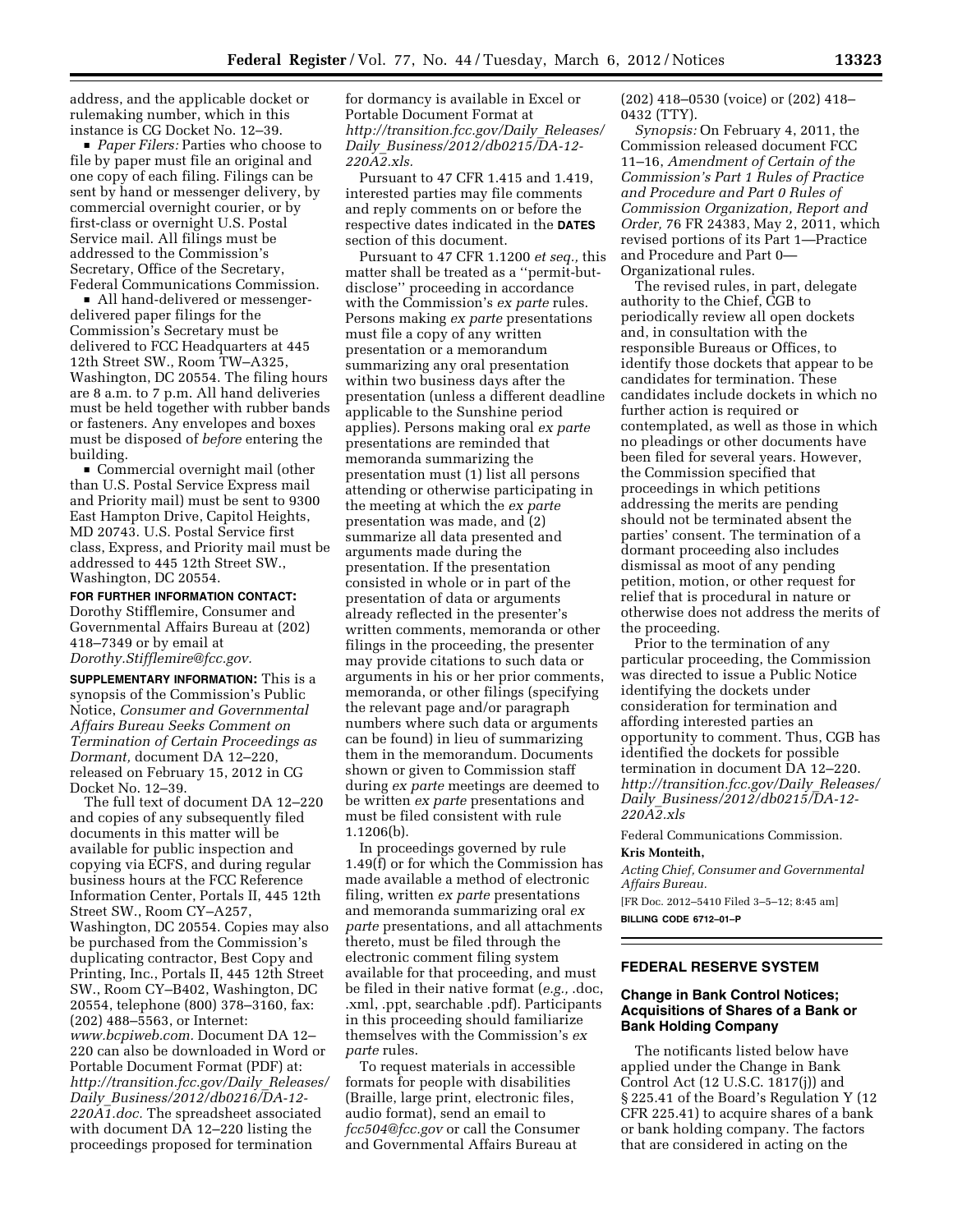address, and the applicable docket or rulemaking number, which in this instance is CG Docket No. 12–39.

- *Paper Filers:* Parties who choose to file by paper must file an original and one copy of each filing. Filings can be sent by hand or messenger delivery, by commercial overnight courier, or by first-class or overnight U.S. Postal Service mail. All filings must be addressed to the Commission's Secretary, Office of the Secretary, Federal Communications Commission.
- All hand-delivered or messenger-delivered paper filings for the Commission's Secretary must be delivered to FCC Headquarters at 445 12th Street SW., Room TW–A325, Washington, DC 20554. The filing hours are 8 a.m. to 7 p.m. All hand deliveries must be held together with rubber bands or fasteners. Any envelopes and boxes must be disposed of *before* entering the building.
- Commercial overnight mail (other than U.S. Postal Service Express mail and Priority mail) must be sent to 9300 East Hampton Drive, Capitol Heights, MD 20743. U.S. Postal Service first class, Express, and Priority mail must be addressed to 445 12th Street SW., Washington, DC 20554.

**FOR FURTHER INFORMATION CONTACT:** Dorothy Stifflemire, Consumer and Governmental Affairs Bureau at (202) 418–7349 or by email at *Dorothy.Stifflemire@fcc.gov.*

**SUPPLEMENTARY INFORMATION:** This is a synopsis of the Commission's Public Notice, *Consumer and Governmental Affairs Bureau Seeks Comment on Termination of Certain Proceedings as Dormant,* document DA 12–220, released on February 15, 2012 in CG Docket No. 12–39.

The full text of document DA 12–220 and copies of any subsequently filed documents in this matter will be available for public inspection and copying via ECFS, and during regular business hours at the FCC Reference Information Center, Portals II, 445 12th Street SW., Room CY–A257, Washington, DC 20554. Copies may also be purchased from the Commission's duplicating contractor, Best Copy and Printing, Inc., Portals II, 445 12th Street SW., Room CY–B402, Washington, DC 20554, telephone (800) 378–3160, fax: (202) 488–5563, or Internet: *www.bcpiweb.com.* Document DA 12–220 can also be downloaded in Word or Portable Document Format (PDF) at: *http://transition.fcc.gov/Daily_Releases/Daily_Business/2012/db0216/DA-12-220A1.doc.* The spreadsheet associated with document DA 12–220 listing the proceedings proposed for termination for dormancy is available in Excel or Portable Document Format at *http://transition.fcc.gov/Daily_Releases/Daily_Business/2012/db0215/DA-12-220A2.xls.*

Pursuant to 47 CFR 1.415 and 1.419, interested parties may file comments and reply comments on or before the respective dates indicated in the **DATES** section of this document.

Pursuant to 47 CFR 1.1200 *et seq.,* this matter shall be treated as a ''permit-but-disclose'' proceeding in accordance with the Commission's *ex parte* rules. Persons making *ex parte* presentations must file a copy of any written presentation or a memorandum summarizing any oral presentation within two business days after the presentation (unless a different deadline applicable to the Sunshine period applies). Persons making oral *ex parte* presentations are reminded that memoranda summarizing the presentation must (1) list all persons attending or otherwise participating in the meeting at which the *ex parte* presentation was made, and (2) summarize all data presented and arguments made during the presentation. If the presentation consisted in whole or in part of the presentation of data or arguments already reflected in the presenter's written comments, memoranda or other filings in the proceeding, the presenter may provide citations to such data or arguments in his or her prior comments, memoranda, or other filings (specifying the relevant page and/or paragraph numbers where such data or arguments can be found) in lieu of summarizing them in the memorandum. Documents shown or given to Commission staff during *ex parte* meetings are deemed to be written *ex parte* presentations and must be filed consistent with rule 1.1206(b).

In proceedings governed by rule 1.49(f) or for which the Commission has made available a method of electronic filing, written *ex parte* presentations and memoranda summarizing oral *ex parte* presentations, and all attachments thereto, must be filed through the electronic comment filing system available for that proceeding, and must be filed in their native format (*e.g.,* .doc, .xml, .ppt, searchable .pdf). Participants in this proceeding should familiarize themselves with the Commission's *ex parte* rules.

To request materials in accessible formats for people with disabilities (Braille, large print, electronic files, audio format), send an email to *fcc504@fcc.gov* or call the Consumer and Governmental Affairs Bureau at (202) 418–0530 (voice) or (202) 418–0432 (TTY).

*Synopsis:* On February 4, 2011, the Commission released document FCC 11–16, *Amendment of Certain of the Commission's Part 1 Rules of Practice and Procedure and Part 0 Rules of Commission Organization, Report and Order,* 76 FR 24383, May 2, 2011, which revised portions of its Part 1—Practice and Procedure and Part 0—Organizational rules.

The revised rules, in part, delegate authority to the Chief, CGB to periodically review all open dockets and, in consultation with the responsible Bureaus or Offices, to identify those dockets that appear to be candidates for termination. These candidates include dockets in which no further action is required or contemplated, as well as those in which no pleadings or other documents have been filed for several years. However, the Commission specified that proceedings in which petitions addressing the merits are pending should not be terminated absent the parties' consent. The termination of a dormant proceeding also includes dismissal as moot of any pending petition, motion, or other request for relief that is procedural in nature or otherwise does not address the merits of the proceeding.

Prior to the termination of any particular proceeding, the Commission was directed to issue a Public Notice identifying the dockets under consideration for termination and affording interested parties an opportunity to comment. Thus, CGB has identified the dockets for possible termination in document DA 12–220. *http://transition.fcc.gov/Daily_Releases/Daily_Business/2012/db0215/DA-12-220A2.xls*

Federal Communications Commission.

**Kris Monteith,**

*Acting Chief, Consumer and Governmental Affairs Bureau.*

[FR Doc. 2012–5410 Filed 3–5–12; 8:45 am]

**BILLING CODE 6712–01–P**

## FEDERAL RESERVE SYSTEM

### Change in Bank Control Notices; Acquisitions of Shares of a Bank or Bank Holding Company

The notificants listed below have applied under the Change in Bank Control Act (12 U.S.C. 1817(j)) and § 225.41 of the Board's Regulation Y (12 CFR 225.41) to acquire shares of a bank or bank holding company. The factors that are considered in acting on the